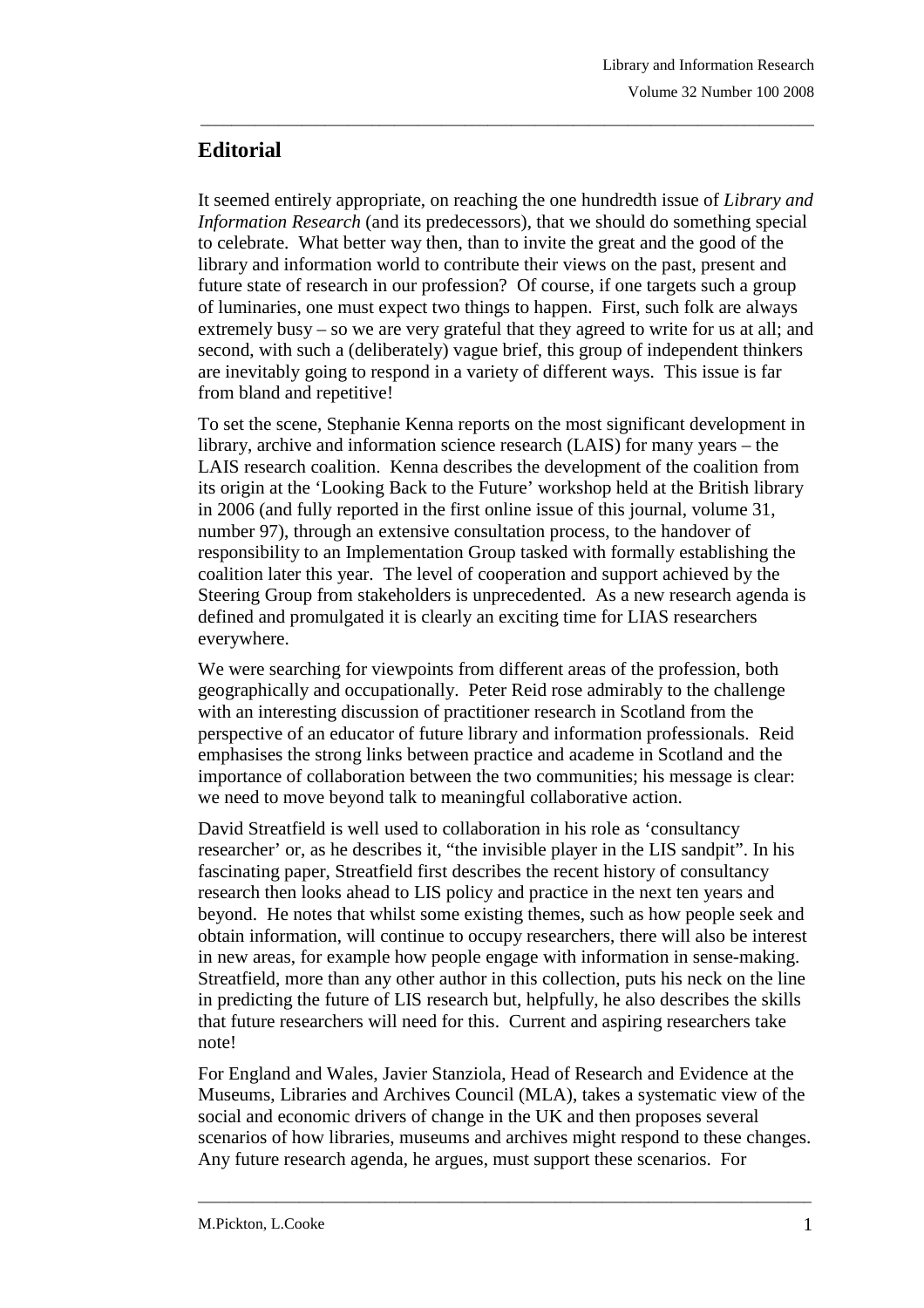# Editorial

It seemed entirely appropriate, on reaching the one hundredth issue of *Library and Information Research* (and its predecessors), that we should do something special to celebrate. What better way then, than to invite the great and the good of the library and information world to contribute their views on the past, present and future state of research in our profession? Of course, if one targets such a group of luminaries, one must expect two things to happen. First, such folk are always extremely busy – so we are very grateful that they agreed to write for us at all; and second, with such a (deliberately) vague brief, this group of independent thinkers are inevitably going to respond in a variety of different ways. This issue is far from bland and repetitive!

To set the scene, Stephanie Kenna reports on the most significant development in library, archive and information science research (LAIS) for many years – the LAIS research coalition. Kenna describes the development of the coalition from its origin at the 'Looking Back to the Future' workshop held at the British library in 2006 (and fully reported in the first online issue of this journal, volume 31, number 97), through an extensive consultation process, to the handover of responsibility to an Implementation Group tasked with formally establishing the coalition later this year. The level of cooperation and support achieved by the Steering Group from stakeholders is unprecedented. As a new research agenda is defined and promulgated it is clearly an exciting time for LIAS researchers everywhere.

We were searching for viewpoints from different areas of the profession, both geographically and occupationally. Peter Reid rose admirably to the challenge with an interesting discussion of practitioner research in Scotland from the perspective of an educator of future library and information professionals. Reid emphasises the strong links between practice and academe in Scotland and the importance of collaboration between the two communities; his message is clear: we need to move beyond talk to meaningful collaborative action.

David Streatfield is well used to collaboration in his role as 'consultancy researcher' or, as he describes it, "the invisible player in the LIS sandpit". In his fascinating paper, Streatfield first describes the recent history of consultancy research then looks ahead to LIS policy and practice in the next ten years and beyond. He notes that whilst some existing themes, such as how people seek and obtain information, will continue to occupy researchers, there will also be interest in new areas, for example how people engage with information in sense-making. Streatfield, more than any other author in this collection, puts his neck on the line in predicting the future of LIS research but, helpfully, he also describes the skills that future researchers will need for this. Current and aspiring researchers take note!

For England and Wales, Javier Stanziola, Head of Research and Evidence at the Museums, Libraries and Archives Council (MLA), takes a systematic view of the social and economic drivers of change in the UK and then proposes several scenarios of how libraries, museums and archives might respond to these changes. Any future research agenda, he argues, must support these scenarios. For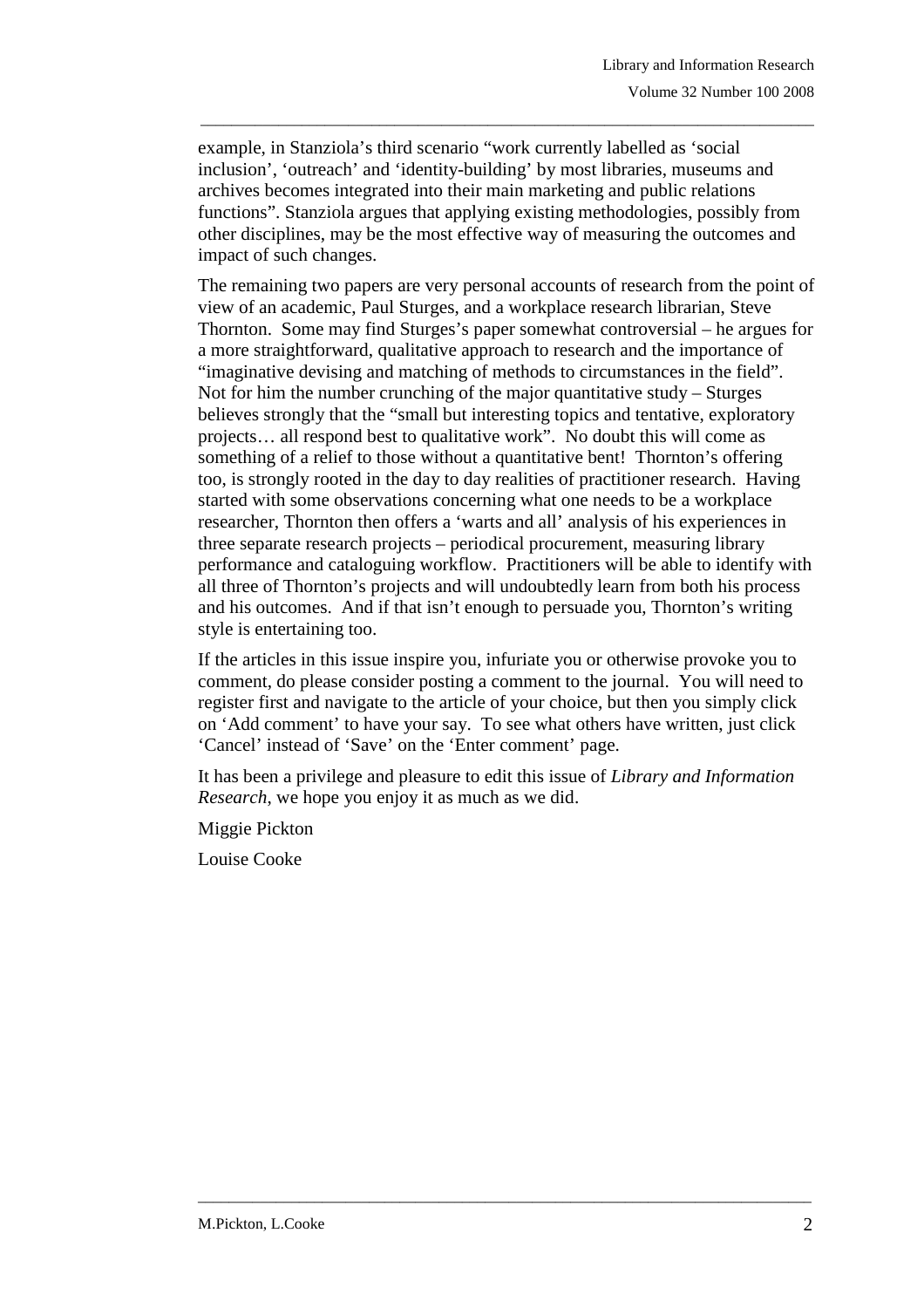example, in Stanziola's third scenario "work currently labelled as 'social inclusion', 'outreach' and 'identity-building' by most libraries, museums and archives becomes integrated into their main marketing and public relations functions". Stanziola argues that applying existing methodologies, possibly from other disciplines, may be the most effective way of measuring the outcomes and impact of such changes.

The remaining two papers are very personal accounts of research from the point of view of an academic, Paul Sturges, and a workplace research librarian, Steve Thornton. Some may find Sturges's paper somewhat controversial – he argues for a more straightforward, qualitative approach to research and the importance of "imaginative devising and matching of methods to circumstances in the field". Not for him the number crunching of the major quantitative study – Sturges believes strongly that the "small but interesting topics and tentative, exploratory projects… all respond best to qualitative work". No doubt this will come as something of a relief to those without a quantitative bent! Thornton's offering too, is strongly rooted in the day to day realities of practitioner research. Having started with some observations concerning what one needs to be a workplace researcher, Thornton then offers a 'warts and all' analysis of his experiences in three separate research projects – periodical procurement, measuring library performance and cataloguing workflow. Practitioners will be able to identify with all three of Thornton's projects and will undoubtedly learn from both his process and his outcomes. And if that isn't enough to persuade you, Thornton's writing style is entertaining too.

If the articles in this issue inspire you, infuriate you or otherwise provoke you to comment, do please consider posting a comment to the journal. You will need to register first and navigate to the article of your choice, but then you simply click on 'Add comment' to have your say. To see what others have written, just click 'Cancel' instead of 'Save' on the 'Enter comment' page.

It has been a privilege and pleasure to edit this issue of *Library and Information Research*, we hope you enjoy it as much as we did.

Miggie Pickton

Louise Cooke